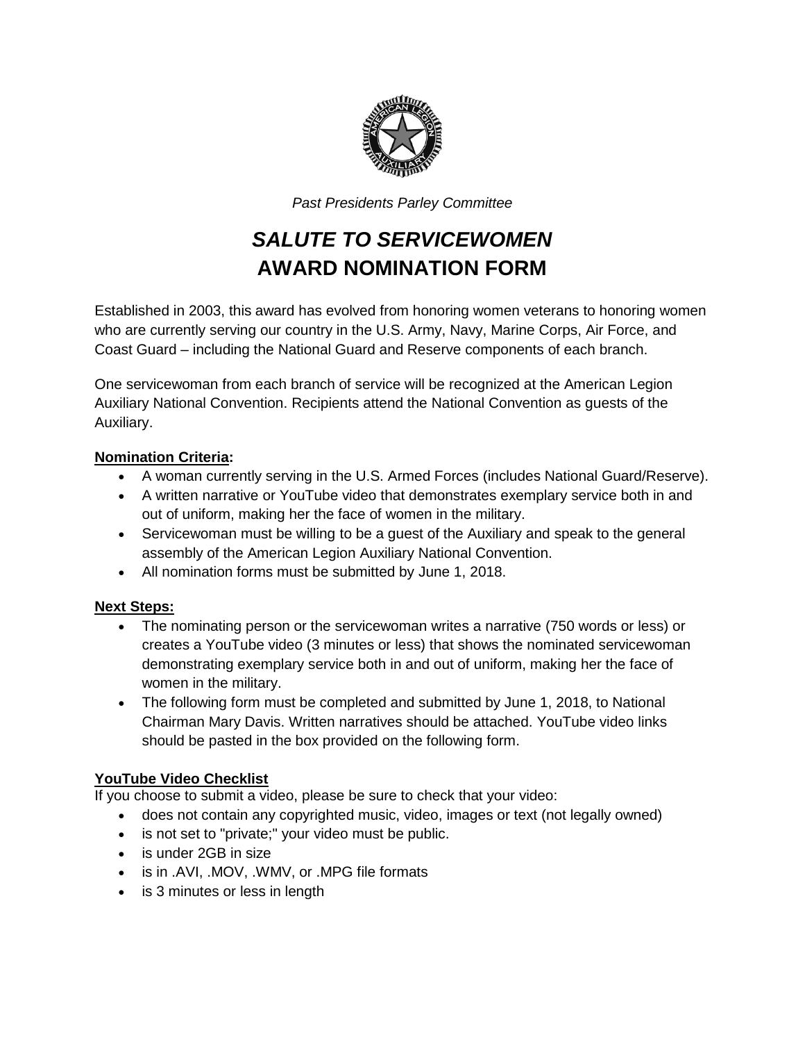*Past Presidents Parley Committee*

# *SALUTE TO SERVICEWOMEN*
# AWARD NOMINATION FORM

Established in 2003, this award has evolved from honoring women veterans to honoring women who are currently serving our country in the U.S. Army, Navy, Marine Corps, Air Force, and Coast Guard – including the National Guard and Reserve components of each branch.

One servicewoman from each branch of service will be recognized at the American Legion Auxiliary National Convention. Recipients attend the National Convention as guests of the Auxiliary.

**Nomination Criteria:**

- A woman currently serving in the U.S. Armed Forces (includes National Guard/Reserve).
- A written narrative or YouTube video that demonstrates exemplary service both in and out of uniform, making her the face of women in the military.
- Servicewoman must be willing to be a guest of the Auxiliary and speak to the general assembly of the American Legion Auxiliary National Convention.
- All nomination forms must be submitted by June 1, 2018.

**Next Steps:**

- The nominating person or the servicewoman writes a narrative (750 words or less) or creates a YouTube video (3 minutes or less) that shows the nominated servicewoman demonstrating exemplary service both in and out of uniform, making her the face of women in the military.
- The following form must be completed and submitted by June 1, 2018, to National Chairman Mary Davis. Written narratives should be attached. YouTube video links should be pasted in the box provided on the following form.

**YouTube Video Checklist**

If you choose to submit a video, please be sure to check that your video:

- does not contain any copyrighted music, video, images or text (not legally owned)
- is not set to "private;" your video must be public.
- is under 2GB in size
- is in .AVI, .MOV, .WMV, or .MPG file formats
- is 3 minutes or less in length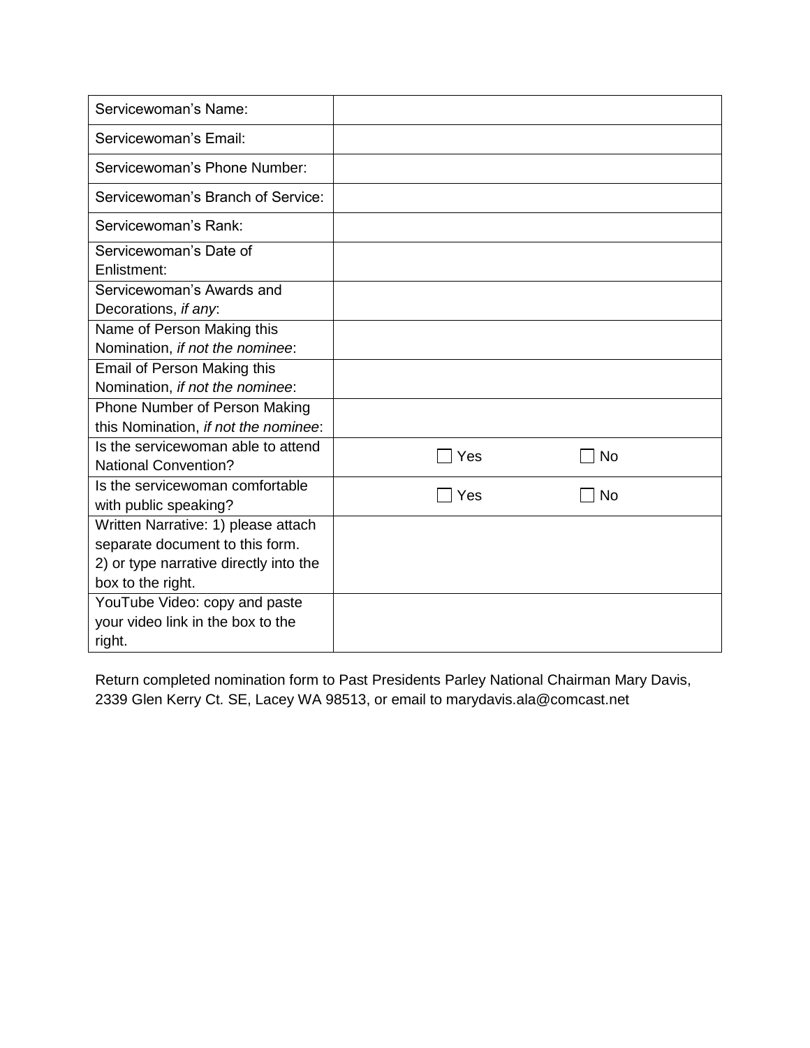| | |
|---|---|
| Servicewoman's Name: | |
| Servicewoman's Email: | |
| Servicewoman's Phone Number: | |
| Servicewoman's Branch of Service: | |
| Servicewoman's Rank: | |
| Servicewoman's Date of Enlistment: | |
| Servicewoman's Awards and Decorations, *if any*: | |
| Name of Person Making this Nomination, *if not the nominee*: | |
| Email of Person Making this Nomination, *if not the nominee*: | |
| Phone Number of Person Making this Nomination, *if not the nominee*: | |
| Is the servicewoman able to attend National Convention? | ☐ Yes ☐ No |
| Is the servicewoman comfortable with public speaking? | ☐ Yes ☐ No |
| Written Narrative: 1) please attach separate document to this form. 2) or type narrative directly into the box to the right. | |
| YouTube Video: copy and paste your video link in the box to the right. | |

Return completed nomination form to Past Presidents Parley National Chairman Mary Davis, 2339 Glen Kerry Ct. SE, Lacey WA 98513, or email to marydavis.ala@comcast.net